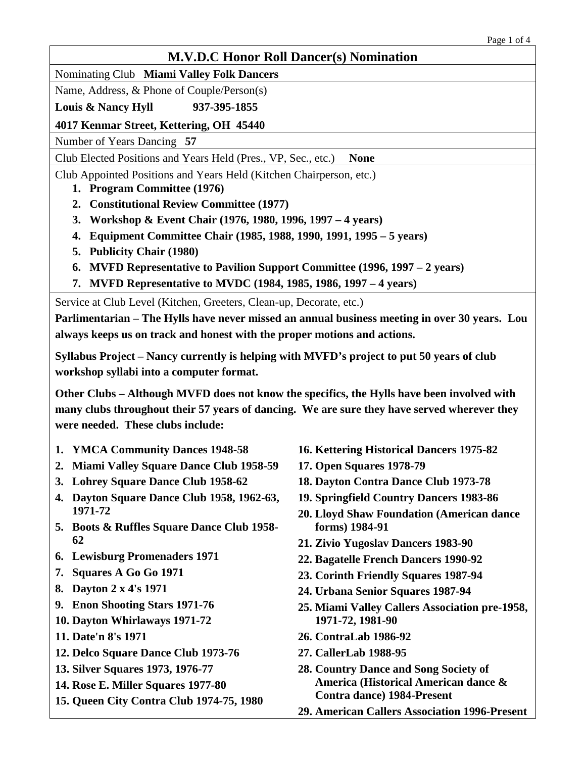# M.V.D.C Honor Roll Dancer(s) Nomination

Nominating Club **Miami Valley Folk Dancers**

Name, Address, & Phone of Couple/Person(s)

**Louis & Nancy Hyll 937-395-1855**

**4017 Kenmar Street, Kettering, OH 45440**

Number of Years Dancing **57**

Club Elected Positions and Years Held (Pres., VP, Sec., etc.) **None**

Club Appointed Positions and Years Held (Kitchen Chairperson, etc.)

1. **Program Committee (1976)**
2. **Constitutional Review Committee (1977)**
3. **Workshop & Event Chair (1976, 1980, 1996, 1997 – 4 years)**
4. **Equipment Committee Chair (1985, 1988, 1990, 1991, 1995 – 5 years)**
5. **Publicity Chair (1980)**
6. **MVFD Representative to Pavilion Support Committee (1996, 1997 – 2 years)**
7. **MVFD Representative to MVDC (1984, 1985, 1986, 1997 – 4 years)**

Service at Club Level (Kitchen, Greeters, Clean-up, Decorate, etc.)

**Parlimentarian – The Hylls have never missed an annual business meeting in over 30 years. Lou always keeps us on track and honest with the proper motions and actions.**

**Syllabus Project – Nancy currently is helping with MVFD's project to put 50 years of club workshop syllabi into a computer format.**

**Other Clubs – Although MVFD does not know the specifics, the Hylls have been involved with many clubs throughout their 57 years of dancing. We are sure they have served wherever they were needed. These clubs include:**

1. **YMCA Community Dances 1948-58**
2. **Miami Valley Square Dance Club 1958-59**
3. **Lohrey Square Dance Club 1958-62**
4. **Dayton Square Dance Club 1958, 1962-63, 1971-72**
5. **Boots & Ruffles Square Dance Club 1958-62**
6. **Lewisburg Promenaders 1971**
7. **Squares A Go Go 1971**
8. **Dayton 2 x 4's 1971**
9. **Enon Shooting Stars 1971-76**
10. **Dayton Whirlaways 1971-72**
11. **Date'n 8's 1971**
12. **Delco Square Dance Club 1973-76**
13. **Silver Squares 1973, 1976-77**
14. **Rose E. Miller Squares 1977-80**
15. **Queen City Contra Club 1974-75, 1980**
16. **Kettering Historical Dancers 1975-82**
17. **Open Squares 1978-79**
18. **Dayton Contra Dance Club 1973-78**
19. **Springfield Country Dancers 1983-86**
20. **Lloyd Shaw Foundation (American dance forms) 1984-91**
21. **Zivio Yugoslav Dancers 1983-90**
22. **Bagatelle French Dancers 1990-92**
23. **Corinth Friendly Squares 1987-94**
24. **Urbana Senior Squares 1987-94**
25. **Miami Valley Callers Association pre-1958, 1971-72, 1981-90**
26. **ContraLab 1986-92**
27. **CallerLab 1988-95**
28. **Country Dance and Song Society of America (Historical American dance & Contra dance) 1984-Present**
29. **American Callers Association 1996-Present**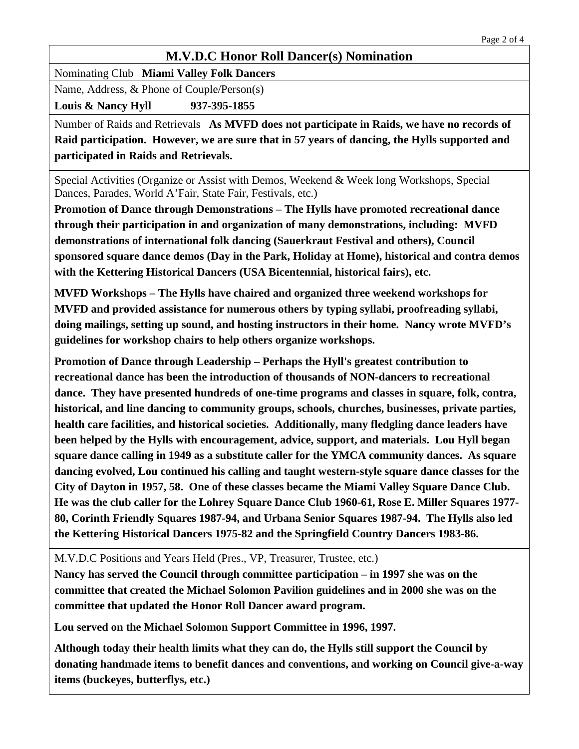## M.V.D.C Honor Roll Dancer(s) Nomination

Nominating Club **Miami Valley Folk Dancers**

Name, Address, & Phone of Couple/Person(s)

**Louis & Nancy Hyll 937-395-1855**

Number of Raids and Retrievals **As MVFD does not participate in Raids, we have no records of Raid participation. However, we are sure that in 57 years of dancing, the Hylls supported and participated in Raids and Retrievals.**

Special Activities (Organize or Assist with Demos, Weekend & Week long Workshops, Special Dances, Parades, World A'Fair, State Fair, Festivals, etc.)

**Promotion of Dance through Demonstrations – The Hylls have promoted recreational dance through their participation in and organization of many demonstrations, including: MVFD demonstrations of international folk dancing (Sauerkraut Festival and others), Council sponsored square dance demos (Day in the Park, Holiday at Home), historical and contra demos with the Kettering Historical Dancers (USA Bicentennial, historical fairs), etc.**

**MVFD Workshops – The Hylls have chaired and organized three weekend workshops for MVFD and provided assistance for numerous others by typing syllabi, proofreading syllabi, doing mailings, setting up sound, and hosting instructors in their home. Nancy wrote MVFD's guidelines for workshop chairs to help others organize workshops.**

**Promotion of Dance through Leadership – Perhaps the Hyll's greatest contribution to recreational dance has been the introduction of thousands of NON-dancers to recreational dance. They have presented hundreds of one-time programs and classes in square, folk, contra, historical, and line dancing to community groups, schools, churches, businesses, private parties, health care facilities, and historical societies. Additionally, many fledgling dance leaders have been helped by the Hylls with encouragement, advice, support, and materials. Lou Hyll began square dance calling in 1949 as a substitute caller for the YMCA community dances. As square dancing evolved, Lou continued his calling and taught western-style square dance classes for the City of Dayton in 1957, 58. One of these classes became the Miami Valley Square Dance Club. He was the club caller for the Lohrey Square Dance Club 1960-61, Rose E. Miller Squares 1977-80, Corinth Friendly Squares 1987-94, and Urbana Senior Squares 1987-94. The Hylls also led the Kettering Historical Dancers 1975-82 and the Springfield Country Dancers 1983-86.**

M.V.D.C Positions and Years Held (Pres., VP, Treasurer, Trustee, etc.)

**Nancy has served the Council through committee participation – in 1997 she was on the committee that created the Michael Solomon Pavilion guidelines and in 2000 she was on the committee that updated the Honor Roll Dancer award program.**

**Lou served on the Michael Solomon Support Committee in 1996, 1997.**

**Although today their health limits what they can do, the Hylls still support the Council by donating handmade items to benefit dances and conventions, and working on Council give-a-way items (buckeyes, butterflys, etc.)**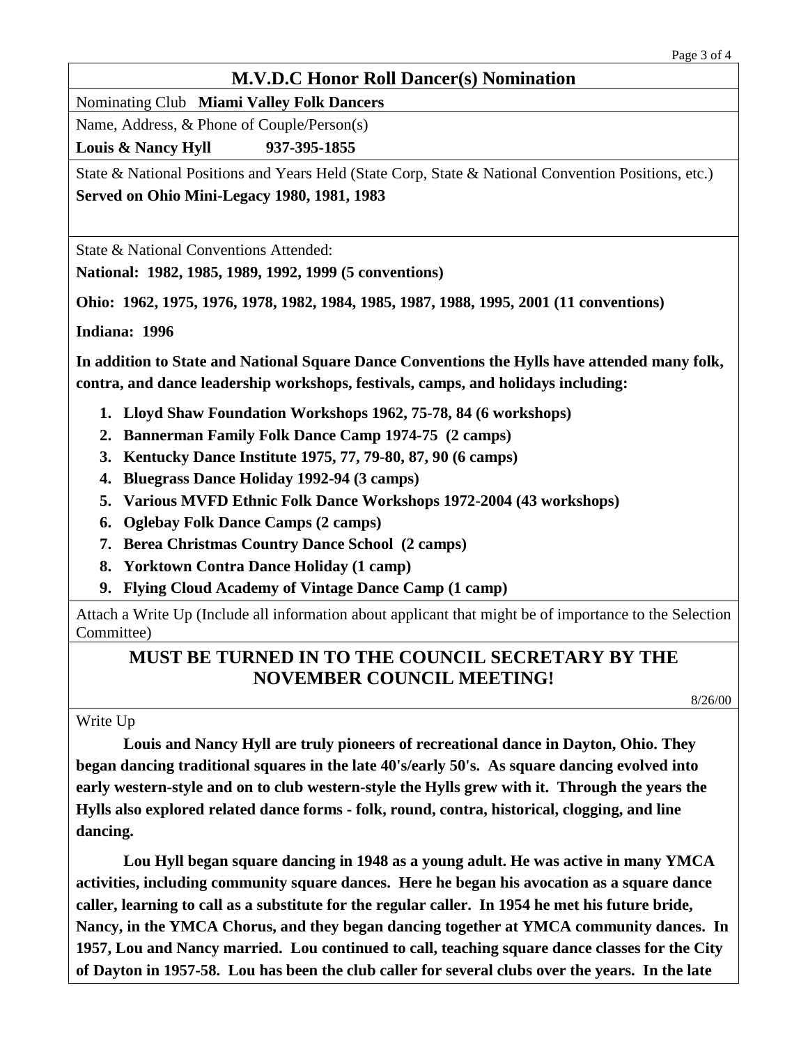# M.V.D.C Honor Roll Dancer(s) Nomination

Nominating Club **Miami Valley Folk Dancers**

Name, Address, & Phone of Couple/Person(s)

**Louis & Nancy Hyll 937-395-1855**

State & National Positions and Years Held (State Corp, State & National Convention Positions, etc.)

**Served on Ohio Mini-Legacy 1980, 1981, 1983**

State & National Conventions Attended:

**National: 1982, 1985, 1989, 1992, 1999 (5 conventions)**

**Ohio: 1962, 1975, 1976, 1978, 1982, 1984, 1985, 1987, 1988, 1995, 2001 (11 conventions)**

**Indiana: 1996**

**In addition to State and National Square Dance Conventions the Hylls have attended many folk, contra, and dance leadership workshops, festivals, camps, and holidays including:**

1. **Lloyd Shaw Foundation Workshops 1962, 75-78, 84 (6 workshops)**
2. **Bannerman Family Folk Dance Camp 1974-75 (2 camps)**
3. **Kentucky Dance Institute 1975, 77, 79-80, 87, 90 (6 camps)**
4. **Bluegrass Dance Holiday 1992-94 (3 camps)**
5. **Various MVFD Ethnic Folk Dance Workshops 1972-2004 (43 workshops)**
6. **Oglebay Folk Dance Camps (2 camps)**
7. **Berea Christmas Country Dance School (2 camps)**
8. **Yorktown Contra Dance Holiday (1 camp)**
9. **Flying Cloud Academy of Vintage Dance Camp (1 camp)**

Attach a Write Up (Include all information about applicant that might be of importance to the Selection Committee)

## MUST BE TURNED IN TO THE COUNCIL SECRETARY BY THE NOVEMBER COUNCIL MEETING!

8/26/00

Write Up

**Louis and Nancy Hyll are truly pioneers of recreational dance in Dayton, Ohio. They began dancing traditional squares in the late 40's/early 50's. As square dancing evolved into early western-style and on to club western-style the Hylls grew with it. Through the years the Hylls also explored related dance forms - folk, round, contra, historical, clogging, and line dancing.**

**Lou Hyll began square dancing in 1948 as a young adult. He was active in many YMCA activities, including community square dances. Here he began his avocation as a square dance caller, learning to call as a substitute for the regular caller. In 1954 he met his future bride, Nancy, in the YMCA Chorus, and they began dancing together at YMCA community dances. In 1957, Lou and Nancy married. Lou continued to call, teaching square dance classes for the City of Dayton in 1957-58. Lou has been the club caller for several clubs over the years. In the late**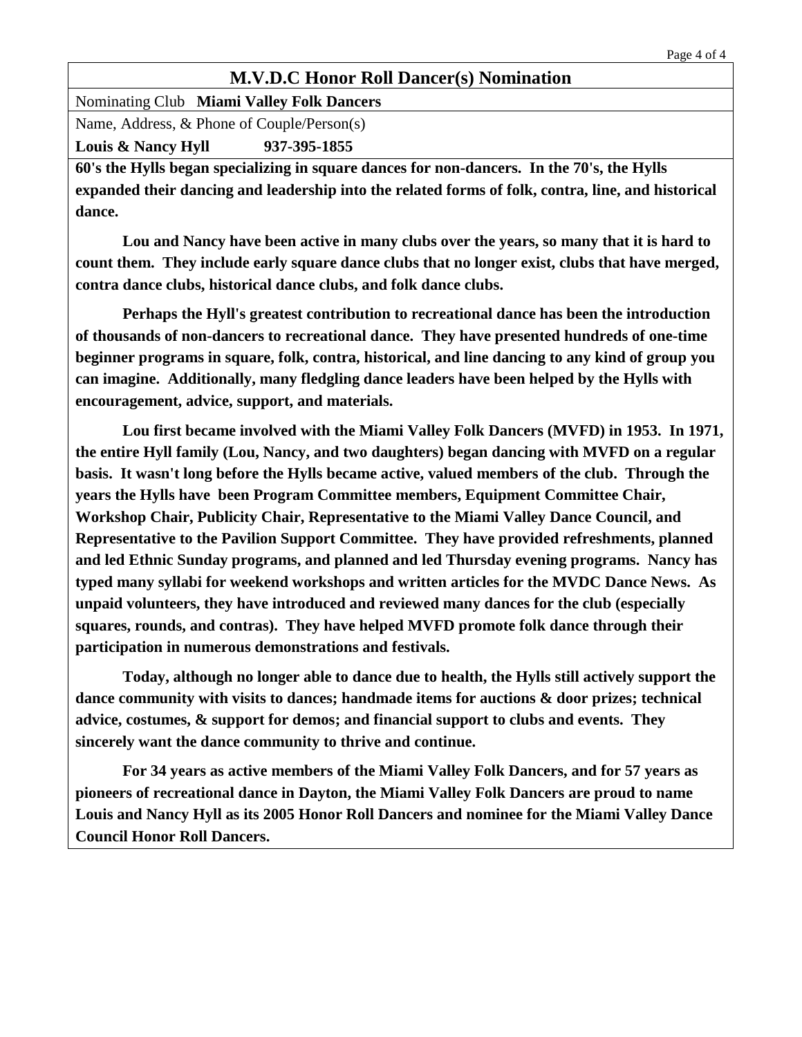## M.V.D.C Honor Roll Dancer(s) Nomination

Nominating Club **Miami Valley Folk Dancers**

Name, Address, & Phone of Couple/Person(s)

**Louis & Nancy Hyll 937-395-1855**

**60's the Hylls began specializing in square dances for non-dancers. In the 70's, the Hylls expanded their dancing and leadership into the related forms of folk, contra, line, and historical dance.**

**Lou and Nancy have been active in many clubs over the years, so many that it is hard to count them. They include early square dance clubs that no longer exist, clubs that have merged, contra dance clubs, historical dance clubs, and folk dance clubs.**

**Perhaps the Hyll's greatest contribution to recreational dance has been the introduction of thousands of non-dancers to recreational dance. They have presented hundreds of one-time beginner programs in square, folk, contra, historical, and line dancing to any kind of group you can imagine. Additionally, many fledgling dance leaders have been helped by the Hylls with encouragement, advice, support, and materials.**

**Lou first became involved with the Miami Valley Folk Dancers (MVFD) in 1953. In 1971, the entire Hyll family (Lou, Nancy, and two daughters) began dancing with MVFD on a regular basis. It wasn't long before the Hylls became active, valued members of the club. Through the years the Hylls have been Program Committee members, Equipment Committee Chair, Workshop Chair, Publicity Chair, Representative to the Miami Valley Dance Council, and Representative to the Pavilion Support Committee. They have provided refreshments, planned and led Ethnic Sunday programs, and planned and led Thursday evening programs. Nancy has typed many syllabi for weekend workshops and written articles for the MVDC Dance News. As unpaid volunteers, they have introduced and reviewed many dances for the club (especially squares, rounds, and contras). They have helped MVFD promote folk dance through their participation in numerous demonstrations and festivals.**

**Today, although no longer able to dance due to health, the Hylls still actively support the dance community with visits to dances; handmade items for auctions & door prizes; technical advice, costumes, & support for demos; and financial support to clubs and events. They sincerely want the dance community to thrive and continue.**

**For 34 years as active members of the Miami Valley Folk Dancers, and for 57 years as pioneers of recreational dance in Dayton, the Miami Valley Folk Dancers are proud to name Louis and Nancy Hyll as its 2005 Honor Roll Dancers and nominee for the Miami Valley Dance Council Honor Roll Dancers.**